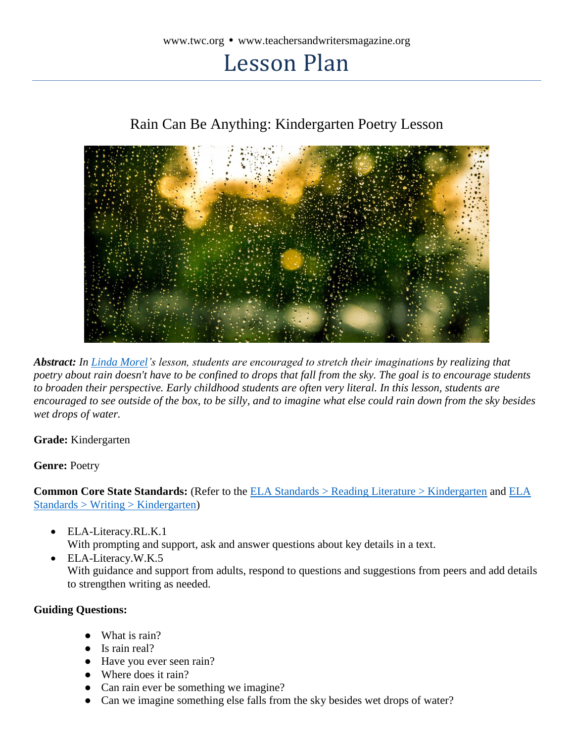www.twc.org • www.teachersandwritersmagazine.org

# Lesson Plan

## Rain Can Be Anything: Kindergarten Poetry Lesson

***Abstract:*** *In Linda Morel's lesson, students are encouraged to stretch their imaginations by realizing that poetry about rain doesn't have to be confined to drops that fall from the sky. The goal is to encourage students to broaden their perspective. Early childhood students are often very literal. In this lesson, students are encouraged to see outside of the box, to be silly, and to imagine what else could rain down from the sky besides wet drops of water.*

**Grade:** Kindergarten

**Genre:** Poetry

**Common Core State Standards:** (Refer to the ELA Standards > Reading Literature > Kindergarten and ELA Standards > Writing > Kindergarten)

- ELA-Literacy.RL.K.1
  With prompting and support, ask and answer questions about key details in a text.
- ELA-Literacy.W.K.5
  With guidance and support from adults, respond to questions and suggestions from peers and add details to strengthen writing as needed.

**Guiding Questions:**

- What is rain?
- Is rain real?
- Have you ever seen rain?
- Where does it rain?
- Can rain ever be something we imagine?
- Can we imagine something else falls from the sky besides wet drops of water?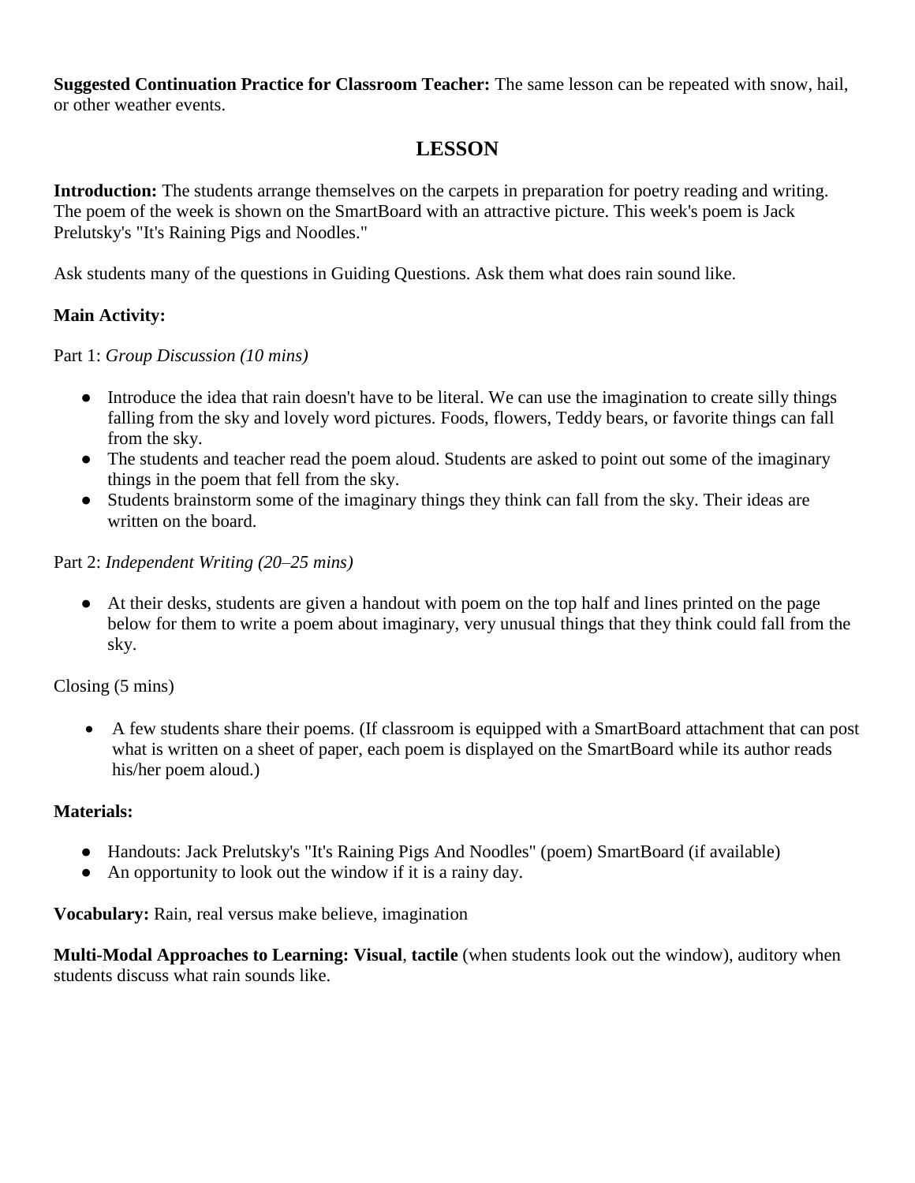**Suggested Continuation Practice for Classroom Teacher:** The same lesson can be repeated with snow, hail, or other weather events.

## LESSON

**Introduction:** The students arrange themselves on the carpets in preparation for poetry reading and writing. The poem of the week is shown on the SmartBoard with an attractive picture. This week's poem is Jack Prelutsky's "It's Raining Pigs and Noodles."

Ask students many of the questions in Guiding Questions. Ask them what does rain sound like.

**Main Activity:**

Part 1: *Group Discussion (10 mins)*

- Introduce the idea that rain doesn't have to be literal. We can use the imagination to create silly things falling from the sky and lovely word pictures. Foods, flowers, Teddy bears, or favorite things can fall from the sky.
- The students and teacher read the poem aloud. Students are asked to point out some of the imaginary things in the poem that fell from the sky.
- Students brainstorm some of the imaginary things they think can fall from the sky. Their ideas are written on the board.

Part 2: *Independent Writing (20–25 mins)*

- At their desks, students are given a handout with poem on the top half and lines printed on the page below for them to write a poem about imaginary, very unusual things that they think could fall from the sky.

Closing (5 mins)

- A few students share their poems. (If classroom is equipped with a SmartBoard attachment that can post what is written on a sheet of paper, each poem is displayed on the SmartBoard while its author reads his/her poem aloud.)

**Materials:**

- Handouts: Jack Prelutsky's "It's Raining Pigs And Noodles" (poem) SmartBoard (if available)
- An opportunity to look out the window if it is a rainy day.

**Vocabulary:** Rain, real versus make believe, imagination

**Multi-Modal Approaches to Learning: Visual**, **tactile** (when students look out the window), auditory when students discuss what rain sounds like.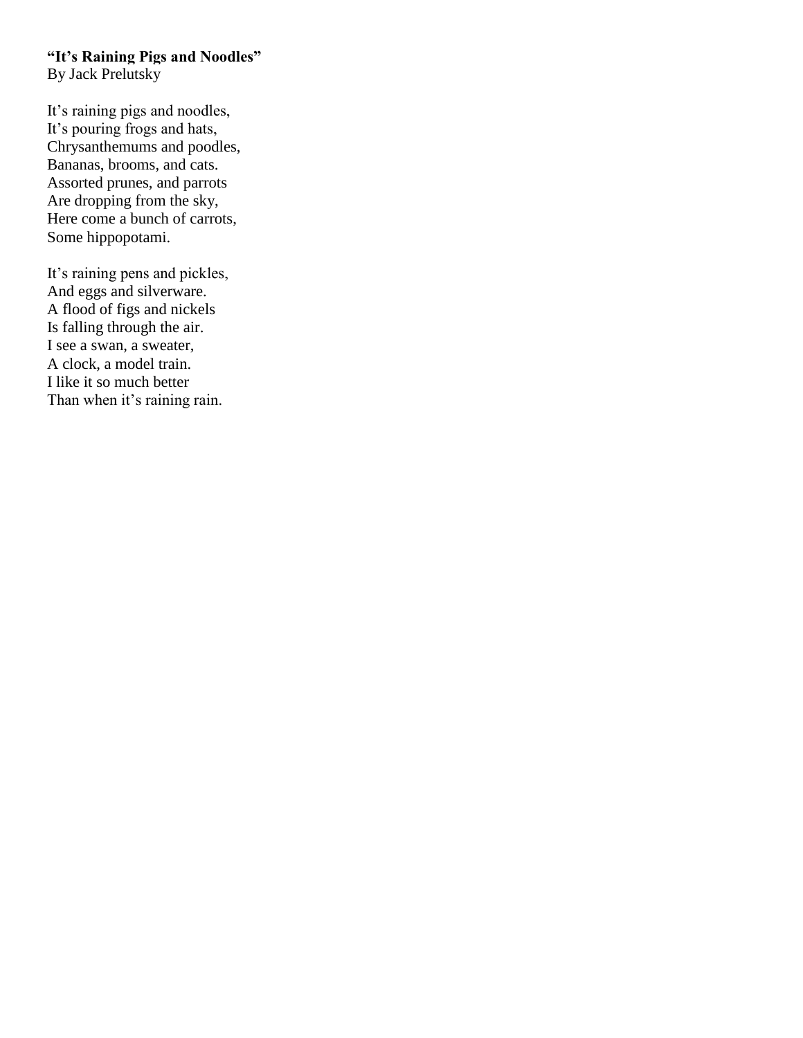**"It's Raining Pigs and Noodles"**
By Jack Prelutsky

It's raining pigs and noodles,
It's pouring frogs and hats,
Chrysanthemums and poodles,
Bananas, brooms, and cats.
Assorted prunes, and parrots
Are dropping from the sky,
Here come a bunch of carrots,
Some hippopotami.

It's raining pens and pickles,
And eggs and silverware.
A flood of figs and nickels
Is falling through the air.
I see a swan, a sweater,
A clock, a model train.
I like it so much better
Than when it's raining rain.